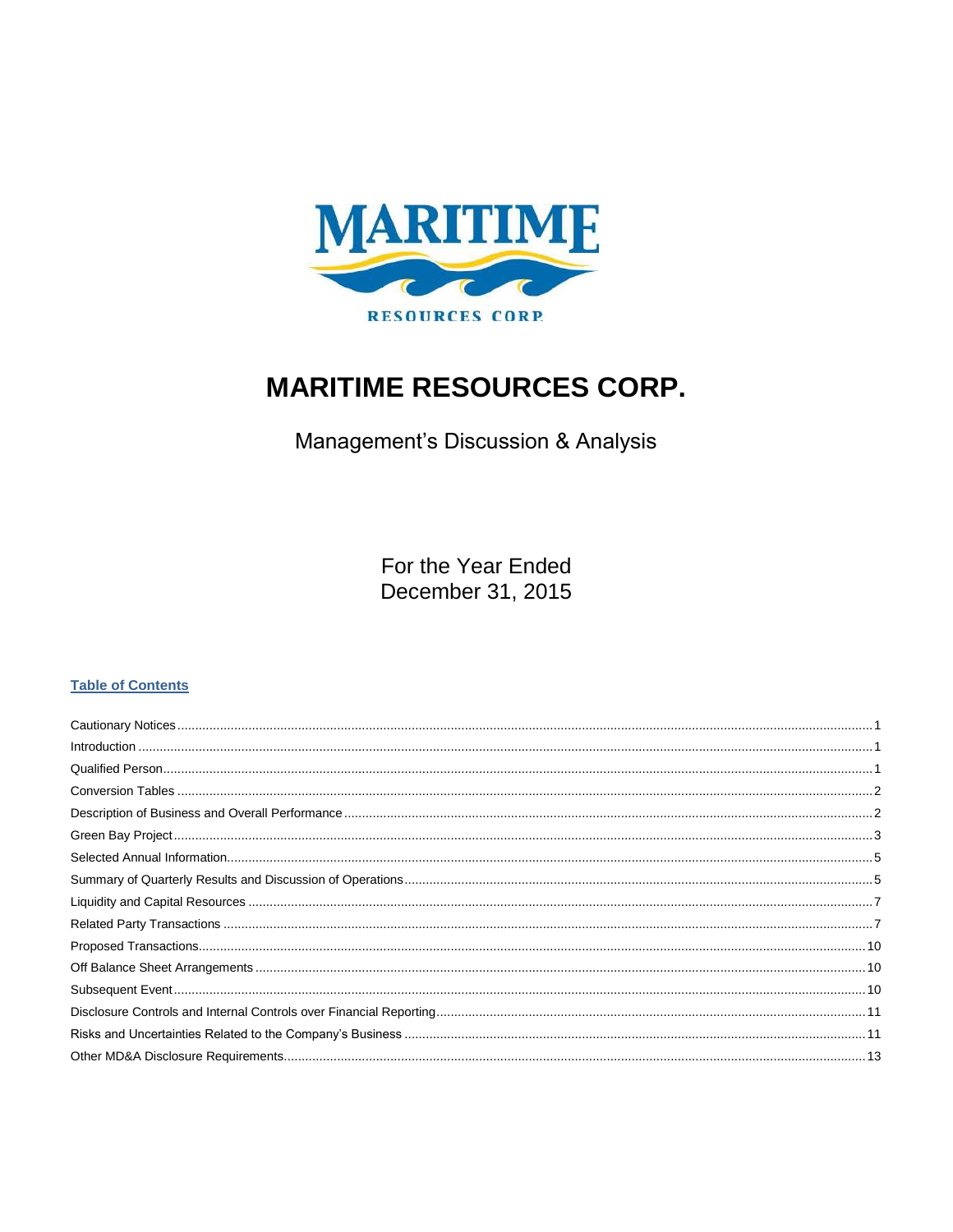# MARITIME RESOURCES CORP.

Management's Discussion & Analysis

For the Year Ended
December 31, 2015

**Table of Contents**

Cautionary Notices ..... 1
Introduction ..... 1
Qualified Person ..... 1
Conversion Tables ..... 2
Description of Business and Overall Performance ..... 2
Green Bay Project ..... 3
Selected Annual Information ..... 5
Summary of Quarterly Results and Discussion of Operations ..... 5
Liquidity and Capital Resources ..... 7
Related Party Transactions ..... 7
Proposed Transactions ..... 10
Off Balance Sheet Arrangements ..... 10
Subsequent Event ..... 10
Disclosure Controls and Internal Controls over Financial Reporting ..... 11
Risks and Uncertainties Related to the Company's Business ..... 11
Other MD&A Disclosure Requirements ..... 13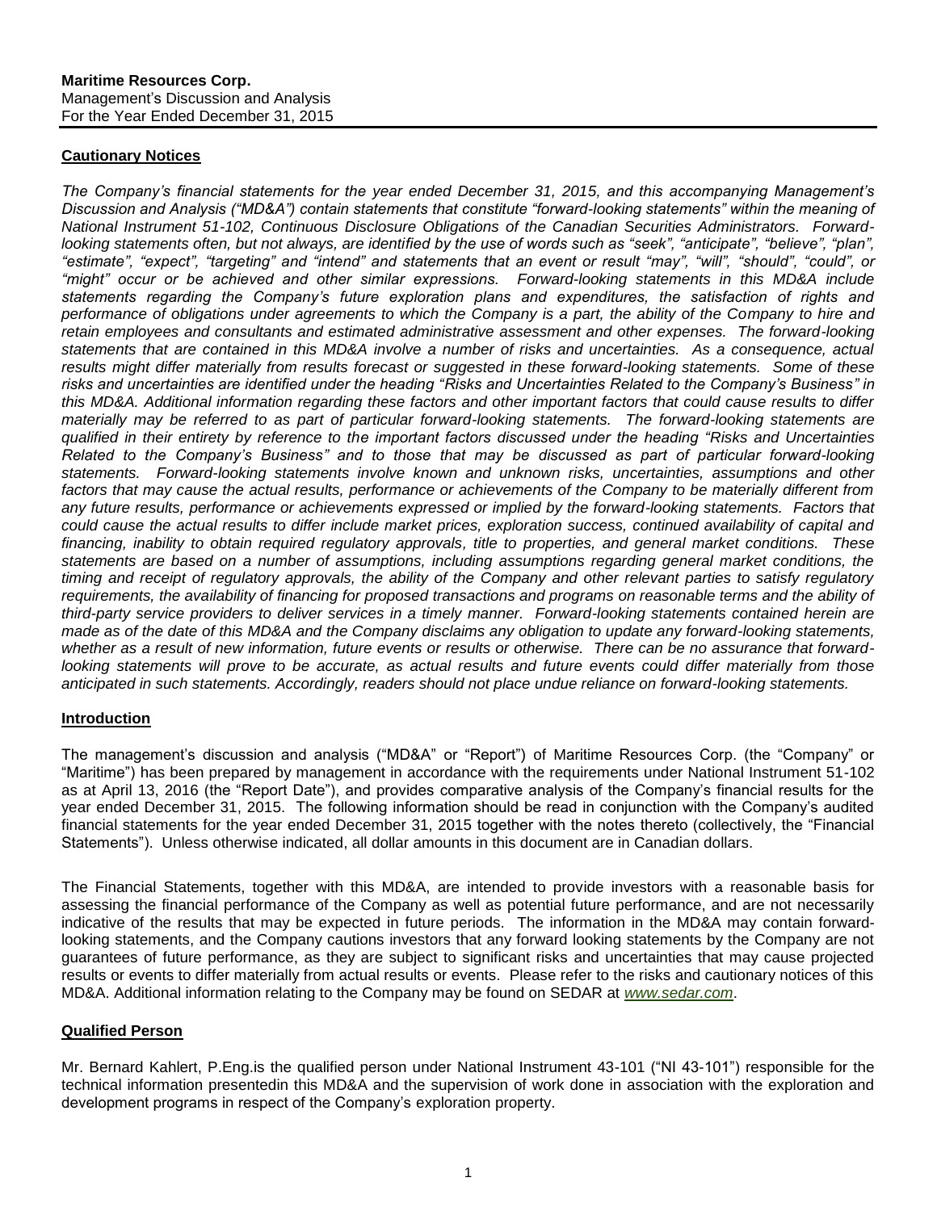**Maritime Resources Corp.**
Management's Discussion and Analysis
For the Year Ended December 31, 2015

## Cautionary Notices

*The Company's financial statements for the year ended December 31, 2015, and this accompanying Management's Discussion and Analysis ("MD&A") contain statements that constitute "forward-looking statements" within the meaning of National Instrument 51-102, Continuous Disclosure Obligations of the Canadian Securities Administrators. Forward-looking statements often, but not always, are identified by the use of words such as "seek", "anticipate", "believe", "plan", "estimate", "expect", "targeting" and "intend" and statements that an event or result "may", "will", "should", "could", or "might" occur or be achieved and other similar expressions. Forward-looking statements in this MD&A include statements regarding the Company's future exploration plans and expenditures, the satisfaction of rights and performance of obligations under agreements to which the Company is a part, the ability of the Company to hire and retain employees and consultants and estimated administrative assessment and other expenses. The forward-looking statements that are contained in this MD&A involve a number of risks and uncertainties. As a consequence, actual results might differ materially from results forecast or suggested in these forward-looking statements. Some of these risks and uncertainties are identified under the heading "Risks and Uncertainties Related to the Company's Business" in this MD&A. Additional information regarding these factors and other important factors that could cause results to differ materially may be referred to as part of particular forward-looking statements. The forward-looking statements are qualified in their entirety by reference to the important factors discussed under the heading "Risks and Uncertainties Related to the Company's Business" and to those that may be discussed as part of particular forward-looking statements. Forward-looking statements involve known and unknown risks, uncertainties, assumptions and other factors that may cause the actual results, performance or achievements of the Company to be materially different from any future results, performance or achievements expressed or implied by the forward-looking statements. Factors that could cause the actual results to differ include market prices, exploration success, continued availability of capital and financing, inability to obtain required regulatory approvals, title to properties, and general market conditions. These statements are based on a number of assumptions, including assumptions regarding general market conditions, the timing and receipt of regulatory approvals, the ability of the Company and other relevant parties to satisfy regulatory requirements, the availability of financing for proposed transactions and programs on reasonable terms and the ability of third-party service providers to deliver services in a timely manner. Forward-looking statements contained herein are made as of the date of this MD&A and the Company disclaims any obligation to update any forward-looking statements, whether as a result of new information, future events or results or otherwise. There can be no assurance that forward-looking statements will prove to be accurate, as actual results and future events could differ materially from those anticipated in such statements. Accordingly, readers should not place undue reliance on forward-looking statements.*

## Introduction

The management's discussion and analysis ("MD&A" or "Report") of Maritime Resources Corp. (the "Company" or "Maritime") has been prepared by management in accordance with the requirements under National Instrument 51-102 as at April 13, 2016 (the "Report Date"), and provides comparative analysis of the Company's financial results for the year ended December 31, 2015. The following information should be read in conjunction with the Company's audited financial statements for the year ended December 31, 2015 together with the notes thereto (collectively, the "Financial Statements"). Unless otherwise indicated, all dollar amounts in this document are in Canadian dollars.

The Financial Statements, together with this MD&A, are intended to provide investors with a reasonable basis for assessing the financial performance of the Company as well as potential future performance, and are not necessarily indicative of the results that may be expected in future periods. The information in the MD&A may contain forward-looking statements, and the Company cautions investors that any forward looking statements by the Company are not guarantees of future performance, as they are subject to significant risks and uncertainties that may cause projected results or events to differ materially from actual results or events. Please refer to the risks and cautionary notices of this MD&A. Additional information relating to the Company may be found on SEDAR at *www.sedar.com*.

## Qualified Person

Mr. Bernard Kahlert, P.Eng.is the qualified person under National Instrument 43-101 ("NI 43-101") responsible for the technical information presentedin this MD&A and the supervision of work done in association with the exploration and development programs in respect of the Company's exploration property.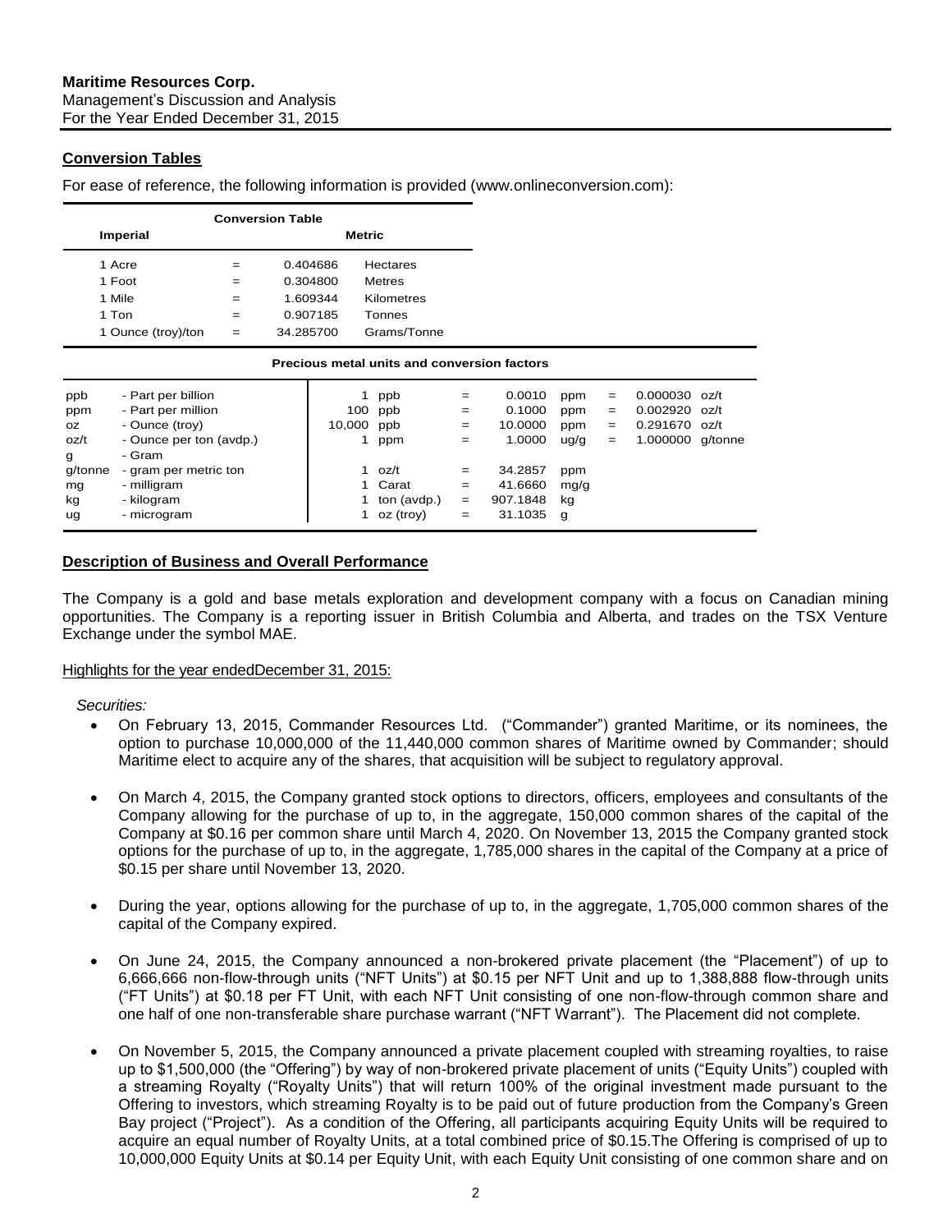## Conversion Tables

For ease of reference, the following information is provided (www.onlineconversion.com):

| Conversion Table | | | |
|---|---|---|---|
| **Imperial** | | **Metric** | |
| 1 Acre | = | 0.404686 | Hectares |
| 1 Foot | = | 0.304800 | Metres |
| 1 Mile | = | 1.609344 | Kilometres |
| 1 Ton | = | 0.907185 | Tonnes |
| 1 Ounce (troy)/ton | = | 34.285700 | Grams/Tonne |

**Precious metal units and conversion factors**

| | | | | | | | | | |
|---|---|---|---|---|---|---|---|---|---|
| ppb | - Part per billion | 1 | ppb | = | 0.0010 | ppm | = | 0.000030 | oz/t |
| ppm | - Part per million | 100 | ppb | = | 0.1000 | ppm | = | 0.002920 | oz/t |
| oz | - Ounce (troy) | 10,000 | ppb | = | 10.0000 | ppm | = | 0.291670 | oz/t |
| oz/t | - Ounce per ton (avdp.) | 1 | ppm | = | 1.0000 | ug/g | = | 1.000000 | g/tonne |
| g | - Gram | | | | | | | | |
| g/tonne | - gram per metric ton | 1 | oz/t | = | 34.2857 | ppm | | | |
| mg | - milligram | 1 | Carat | = | 41.6660 | mg/g | | | |
| kg | - kilogram | 1 | ton (avdp.) | = | 907.1848 | kg | | | |
| ug | - microgram | 1 | oz (troy) | = | 31.1035 | g | | | |

## Description of Business and Overall Performance

The Company is a gold and base metals exploration and development company with a focus on Canadian mining opportunities. The Company is a reporting issuer in British Columbia and Alberta, and trades on the TSX Venture Exchange under the symbol MAE.

Highlights for the year endedDecember 31, 2015:

*Securities:*

- On February 13, 2015, Commander Resources Ltd. ("Commander") granted Maritime, or its nominees, the option to purchase 10,000,000 of the 11,440,000 common shares of Maritime owned by Commander; should Maritime elect to acquire any of the shares, that acquisition will be subject to regulatory approval.
- On March 4, 2015, the Company granted stock options to directors, officers, employees and consultants of the Company allowing for the purchase of up to, in the aggregate, 150,000 common shares of the capital of the Company at $0.16 per common share until March 4, 2020. On November 13, 2015 the Company granted stock options for the purchase of up to, in the aggregate, 1,785,000 shares in the capital of the Company at a price of $0.15 per share until November 13, 2020.
- During the year, options allowing for the purchase of up to, in the aggregate, 1,705,000 common shares of the capital of the Company expired.
- On June 24, 2015, the Company announced a non-brokered private placement (the "Placement") of up to 6,666,666 non-flow-through units ("NFT Units") at $0.15 per NFT Unit and up to 1,388,888 flow-through units ("FT Units") at $0.18 per FT Unit, with each NFT Unit consisting of one non-flow-through common share and one half of one non-transferable share purchase warrant ("NFT Warrant"). The Placement did not complete.
- On November 5, 2015, the Company announced a private placement coupled with streaming royalties, to raise up to $1,500,000 (the "Offering") by way of non-brokered private placement of units ("Equity Units") coupled with a streaming Royalty ("Royalty Units") that will return 100% of the original investment made pursuant to the Offering to investors, which streaming Royalty is to be paid out of future production from the Company's Green Bay project ("Project"). As a condition of the Offering, all participants acquiring Equity Units will be required to acquire an equal number of Royalty Units, at a total combined price of $0.15.The Offering is comprised of up to 10,000,000 Equity Units at $0.14 per Equity Unit, with each Equity Unit consisting of one common share and on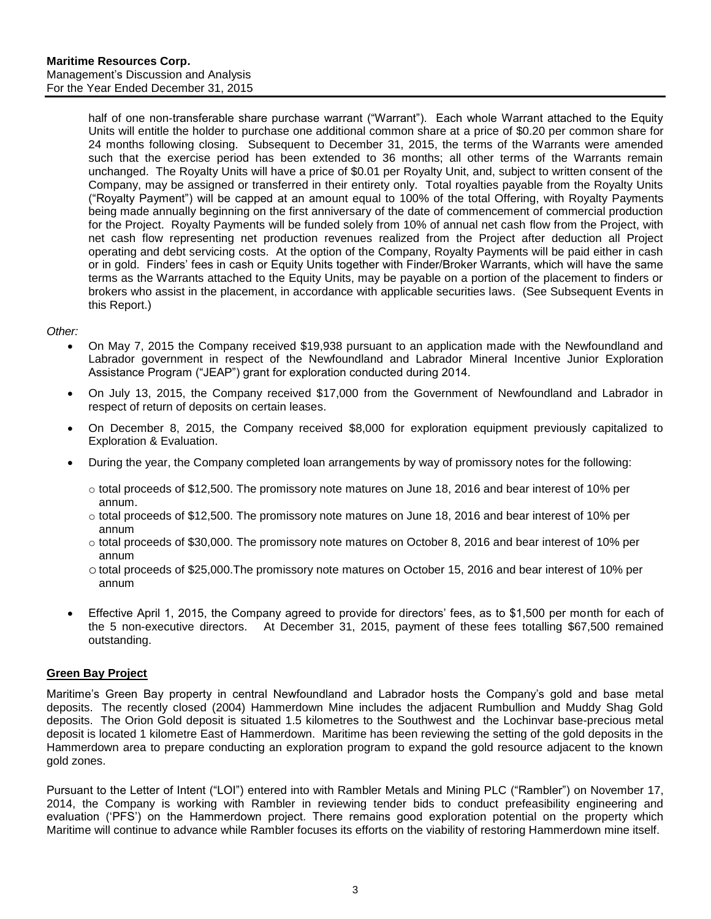half of one non-transferable share purchase warrant ("Warrant"). Each whole Warrant attached to the Equity Units will entitle the holder to purchase one additional common share at a price of $0.20 per common share for 24 months following closing. Subsequent to December 31, 2015, the terms of the Warrants were amended such that the exercise period has been extended to 36 months; all other terms of the Warrants remain unchanged. The Royalty Units will have a price of $0.01 per Royalty Unit, and, subject to written consent of the Company, may be assigned or transferred in their entirety only. Total royalties payable from the Royalty Units ("Royalty Payment") will be capped at an amount equal to 100% of the total Offering, with Royalty Payments being made annually beginning on the first anniversary of the date of commencement of commercial production for the Project. Royalty Payments will be funded solely from 10% of annual net cash flow from the Project, with net cash flow representing net production revenues realized from the Project after deduction all Project operating and debt servicing costs. At the option of the Company, Royalty Payments will be paid either in cash or in gold. Finders' fees in cash or Equity Units together with Finder/Broker Warrants, which will have the same terms as the Warrants attached to the Equity Units, may be payable on a portion of the placement to finders or brokers who assist in the placement, in accordance with applicable securities laws. (See Subsequent Events in this Report.)

*Other:*

- On May 7, 2015 the Company received $19,938 pursuant to an application made with the Newfoundland and Labrador government in respect of the Newfoundland and Labrador Mineral Incentive Junior Exploration Assistance Program ("JEAP") grant for exploration conducted during 2014.
- On July 13, 2015, the Company received $17,000 from the Government of Newfoundland and Labrador in respect of return of deposits on certain leases.
- On December 8, 2015, the Company received $8,000 for exploration equipment previously capitalized to Exploration & Evaluation.
- During the year, the Company completed loan arrangements by way of promissory notes for the following:
  - total proceeds of $12,500. The promissory note matures on June 18, 2016 and bear interest of 10% per annum.
  - total proceeds of $12,500. The promissory note matures on June 18, 2016 and bear interest of 10% per annum
  - total proceeds of $30,000. The promissory note matures on October 8, 2016 and bear interest of 10% per annum
  - total proceeds of $25,000.The promissory note matures on October 15, 2016 and bear interest of 10% per annum
- Effective April 1, 2015, the Company agreed to provide for directors' fees, as to $1,500 per month for each of the 5 non-executive directors. At December 31, 2015, payment of these fees totalling $67,500 remained outstanding.

## Green Bay Project

Maritime's Green Bay property in central Newfoundland and Labrador hosts the Company's gold and base metal deposits. The recently closed (2004) Hammerdown Mine includes the adjacent Rumbullion and Muddy Shag Gold deposits. The Orion Gold deposit is situated 1.5 kilometres to the Southwest and the Lochinvar base-precious metal deposit is located 1 kilometre East of Hammerdown. Maritime has been reviewing the setting of the gold deposits in the Hammerdown area to prepare conducting an exploration program to expand the gold resource adjacent to the known gold zones.

Pursuant to the Letter of Intent ("LOI") entered into with Rambler Metals and Mining PLC ("Rambler") on November 17, 2014, the Company is working with Rambler in reviewing tender bids to conduct prefeasibility engineering and evaluation ('PFS') on the Hammerdown project. There remains good exploration potential on the property which Maritime will continue to advance while Rambler focuses its efforts on the viability of restoring Hammerdown mine itself.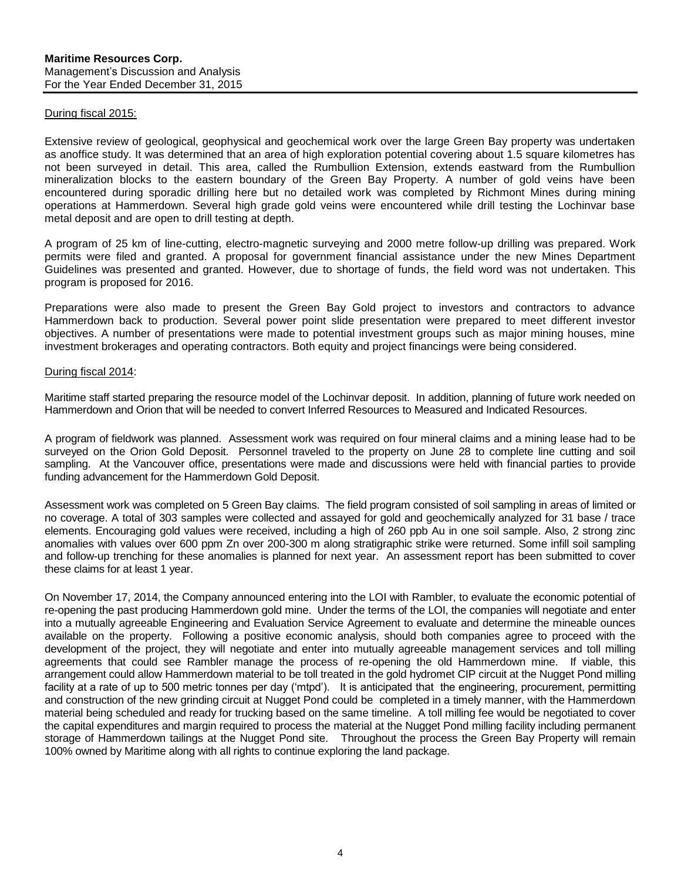During fiscal 2015:

Extensive review of geological, geophysical and geochemical work over the large Green Bay property was undertaken as anoffice study. It was determined that an area of high exploration potential covering about 1.5 square kilometres has not been surveyed in detail. This area, called the Rumbullion Extension, extends eastward from the Rumbullion mineralization blocks to the eastern boundary of the Green Bay Property. A number of gold veins have been encountered during sporadic drilling here but no detailed work was completed by Richmont Mines during mining operations at Hammerdown. Several high grade gold veins were encountered while drill testing the Lochinvar base metal deposit and are open to drill testing at depth.

A program of 25 km of line-cutting, electro-magnetic surveying and 2000 metre follow-up drilling was prepared. Work permits were filed and granted. A proposal for government financial assistance under the new Mines Department Guidelines was presented and granted. However, due to shortage of funds, the field word was not undertaken. This program is proposed for 2016.

Preparations were also made to present the Green Bay Gold project to investors and contractors to advance Hammerdown back to production. Several power point slide presentation were prepared to meet different investor objectives. A number of presentations were made to potential investment groups such as major mining houses, mine investment brokerages and operating contractors. Both equity and project financings were being considered.

During fiscal 2014:

Maritime staff started preparing the resource model of the Lochinvar deposit. In addition, planning of future work needed on Hammerdown and Orion that will be needed to convert Inferred Resources to Measured and Indicated Resources.

A program of fieldwork was planned. Assessment work was required on four mineral claims and a mining lease had to be surveyed on the Orion Gold Deposit. Personnel traveled to the property on June 28 to complete line cutting and soil sampling. At the Vancouver office, presentations were made and discussions were held with financial parties to provide funding advancement for the Hammerdown Gold Deposit.

Assessment work was completed on 5 Green Bay claims. The field program consisted of soil sampling in areas of limited or no coverage. A total of 303 samples were collected and assayed for gold and geochemically analyzed for 31 base / trace elements. Encouraging gold values were received, including a high of 260 ppb Au in one soil sample. Also, 2 strong zinc anomalies with values over 600 ppm Zn over 200-300 m along stratigraphic strike were returned. Some infill soil sampling and follow-up trenching for these anomalies is planned for next year. An assessment report has been submitted to cover these claims for at least 1 year.

On November 17, 2014, the Company announced entering into the LOI with Rambler, to evaluate the economic potential of re-opening the past producing Hammerdown gold mine. Under the terms of the LOI, the companies will negotiate and enter into a mutually agreeable Engineering and Evaluation Service Agreement to evaluate and determine the mineable ounces available on the property. Following a positive economic analysis, should both companies agree to proceed with the development of the project, they will negotiate and enter into mutually agreeable management services and toll milling agreements that could see Rambler manage the process of re-opening the old Hammerdown mine. If viable, this arrangement could allow Hammerdown material to be toll treated in the gold hydromet CIP circuit at the Nugget Pond milling facility at a rate of up to 500 metric tonnes per day ('mtpd'). It is anticipated that the engineering, procurement, permitting and construction of the new grinding circuit at Nugget Pond could be completed in a timely manner, with the Hammerdown material being scheduled and ready for trucking based on the same timeline. A toll milling fee would be negotiated to cover the capital expenditures and margin required to process the material at the Nugget Pond milling facility including permanent storage of Hammerdown tailings at the Nugget Pond site. Throughout the process the Green Bay Property will remain 100% owned by Maritime along with all rights to continue exploring the land package.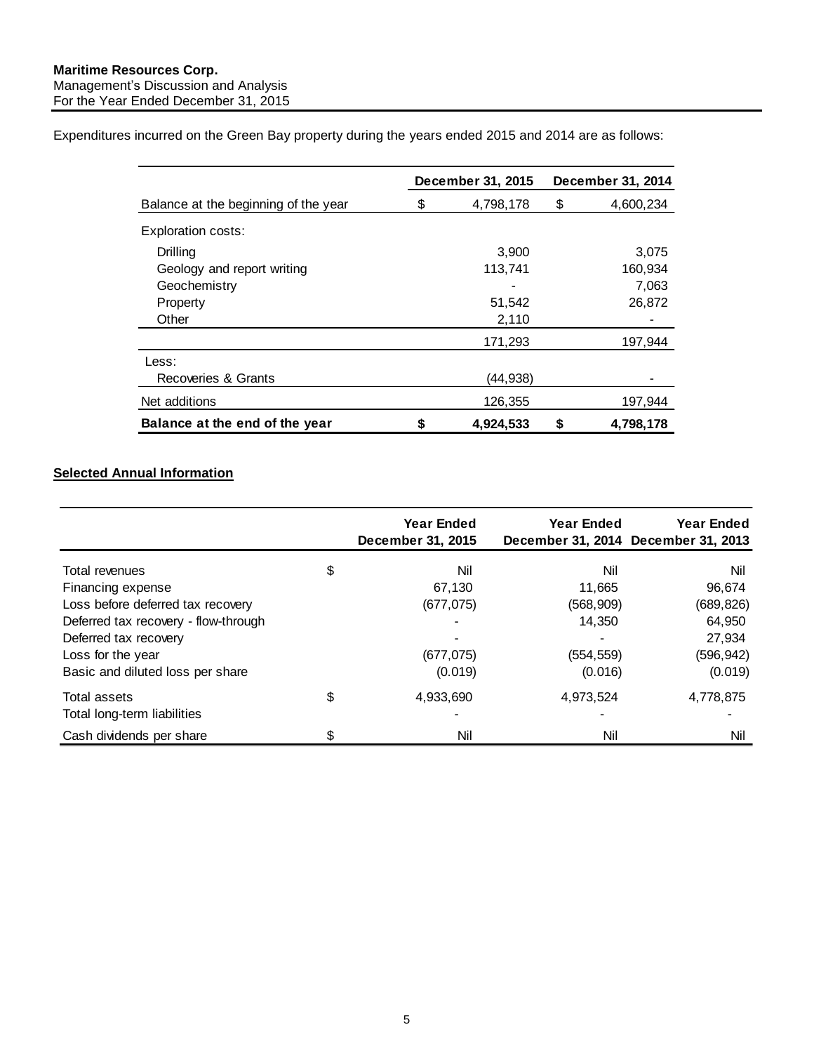Expenditures incurred on the Green Bay property during the years ended 2015 and 2014 are as follows:

| | December 31, 2015 | December 31, 2014 |
|---|---|---|
| Balance at the beginning of the year | $ 4,798,178 | $ 4,600,234 |
| Exploration costs: | | |
| Drilling | 3,900 | 3,075 |
| Geology and report writing | 113,741 | 160,934 |
| Geochemistry | - | 7,063 |
| Property | 51,542 | 26,872 |
| Other | 2,110 | - |
| | 171,293 | 197,944 |
| Less: | | |
| Recoveries & Grants | (44,938) | - |
| Net additions | 126,355 | 197,944 |
| **Balance at the end of the year** | **$ 4,924,533** | **$ 4,798,178** |

## Selected Annual Information

| | | Year Ended December 31, 2015 | Year Ended December 31, 2014 | Year Ended December 31, 2013 |
|---|---|---|---|---|
| Total revenues | $ | Nil | Nil | Nil |
| Financing expense | | 67,130 | 11,665 | 96,674 |
| Loss before deferred tax recovery | | (677,075) | (568,909) | (689,826) |
| Deferred tax recovery - flow-through | | - | 14,350 | 64,950 |
| Deferred tax recovery | | - | - | 27,934 |
| Loss for the year | | (677,075) | (554,559) | (596,942) |
| Basic and diluted loss per share | | (0.019) | (0.016) | (0.019) |
| Total assets | $ | 4,933,690 | 4,973,524 | 4,778,875 |
| Total long-term liabilities | | - | - | - |
| Cash dividends per share | $ | Nil | Nil | Nil |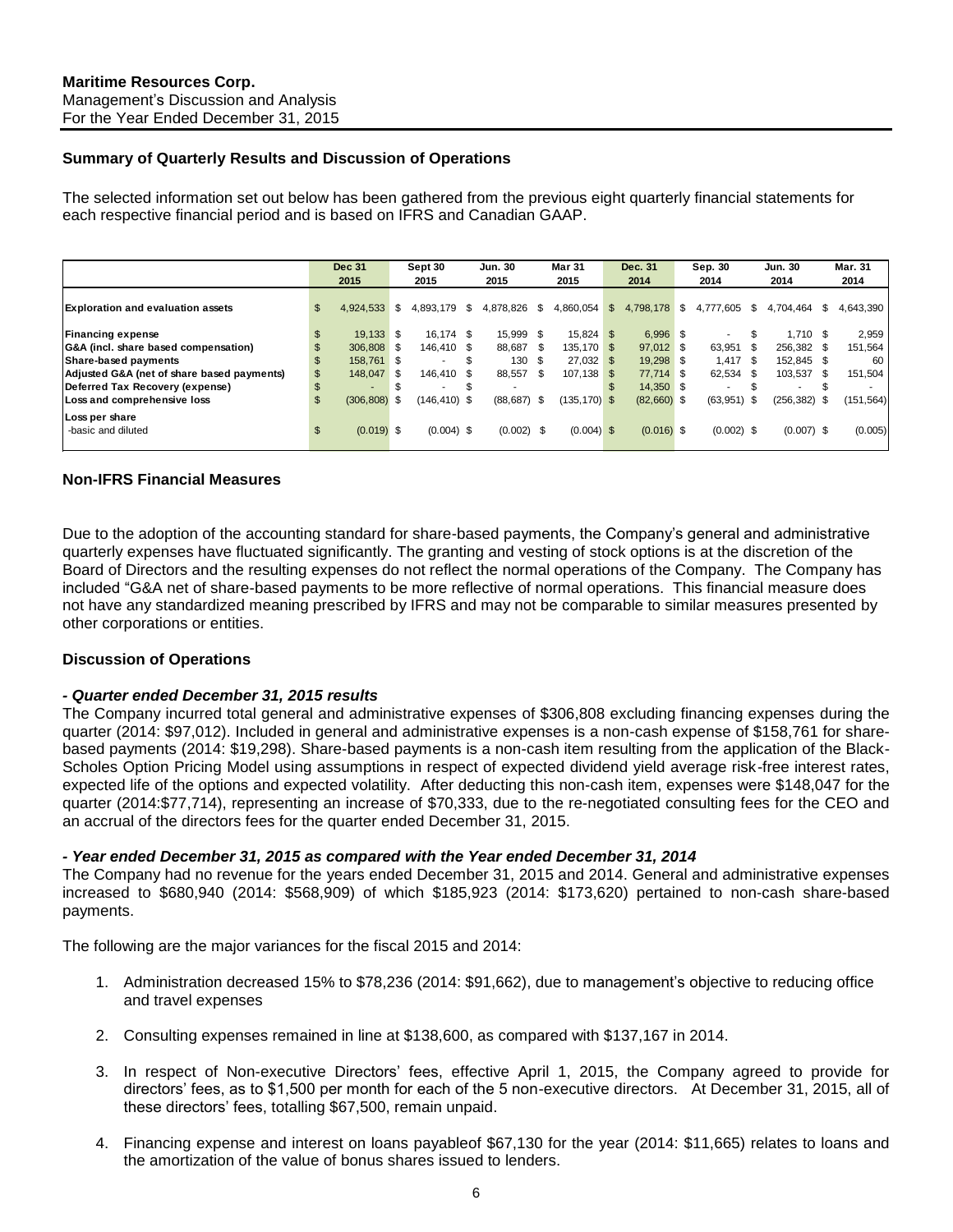## Summary of Quarterly Results and Discussion of Operations

The selected information set out below has been gathered from the previous eight quarterly financial statements for each respective financial period and is based on IFRS and Canadian GAAP.

| | Dec 31 2015 | Sept 30 2015 | Jun. 30 2015 | Mar 31 2015 | Dec. 31 2014 | Sep. 30 2014 | Jun. 30 2014 | Mar. 31 2014 |
|---|---|---|---|---|---|---|---|---|
| **Exploration and evaluation assets** | $ 4,924,533 | $ 4,893,179 | $ 4,878,826 | $ 4,860,054 | $ 4,798,178 | $ 4,777,605 | $ 4,704,464 | $ 4,643,390 |
| **Financing expense** | $ 19,133 | $ 16,174 | $ 15,999 | $ 15,824 | $ 6,996 | $ - | $ 1,710 | $ 2,959 |
| **G&A (incl. share based compensation)** | $ 306,808 | $ 146,410 | $ 88,687 | $ 135,170 | $ 97,012 | $ 63,951 | $ 256,382 | $ 151,564 |
| **Share-based payments** | $ 158,761 | $ - | $ 130 | $ 27,032 | $ 19,298 | $ 1,417 | $ 152,845 | $ 60 |
| **Adjusted G&A (net of share based payments)** | $ 148,047 | $ 146,410 | $ 88,557 | $ 107,138 | $ 77,714 | $ 62,534 | $ 103,537 | $ 151,504 |
| **Deferred Tax Recovery (expense)** | $ - | $ - | $ - | | $ 14,350 | $ - | $ - | $ - |
| **Loss and comprehensive loss** | $ (306,808) | $ (146,410) | $ (88,687) | $ (135,170) | $ (82,660) | $ (63,951) | $ (256,382) | $ (151,564) |
| **Loss per share** -basic and diluted | $ (0.019) | $ (0.004) | $ (0.002) | $ (0.004) | $ (0.016) | $ (0.002) | $ (0.007) | $ (0.005) |

## Non-IFRS Financial Measures

Due to the adoption of the accounting standard for share-based payments, the Company's general and administrative quarterly expenses have fluctuated significantly. The granting and vesting of stock options is at the discretion of the Board of Directors and the resulting expenses do not reflect the normal operations of the Company. The Company has included "G&A net of share-based payments to be more reflective of normal operations. This financial measure does not have any standardized meaning prescribed by IFRS and may not be comparable to similar measures presented by other corporations or entities.

## Discussion of Operations

### *- Quarter ended December 31, 2015 results*

The Company incurred total general and administrative expenses of $306,808 excluding financing expenses during the quarter (2014: $97,012). Included in general and administrative expenses is a non-cash expense of $158,761 for share-based payments (2014: $19,298). Share-based payments is a non-cash item resulting from the application of the Black-Scholes Option Pricing Model using assumptions in respect of expected dividend yield average risk-free interest rates, expected life of the options and expected volatility. After deducting this non-cash item, expenses were $148,047 for the quarter (2014:$77,714), representing an increase of $70,333, due to the re-negotiated consulting fees for the CEO and an accrual of the directors fees for the quarter ended December 31, 2015.

### *- Year ended December 31, 2015 as compared with the Year ended December 31, 2014*

The Company had no revenue for the years ended December 31, 2015 and 2014. General and administrative expenses increased to $680,940 (2014: $568,909) of which $185,923 (2014: $173,620) pertained to non-cash share-based payments.

The following are the major variances for the fiscal 2015 and 2014:

1. Administration decreased 15% to $78,236 (2014: $91,662), due to management's objective to reducing office and travel expenses

2. Consulting expenses remained in line at $138,600, as compared with $137,167 in 2014.

3. In respect of Non-executive Directors' fees, effective April 1, 2015, the Company agreed to provide for directors' fees, as to $1,500 per month for each of the 5 non-executive directors. At December 31, 2015, all of these directors' fees, totalling $67,500, remain unpaid.

4. Financing expense and interest on loans payableof $67,130 for the year (2014: $11,665) relates to loans and the amortization of the value of bonus shares issued to lenders.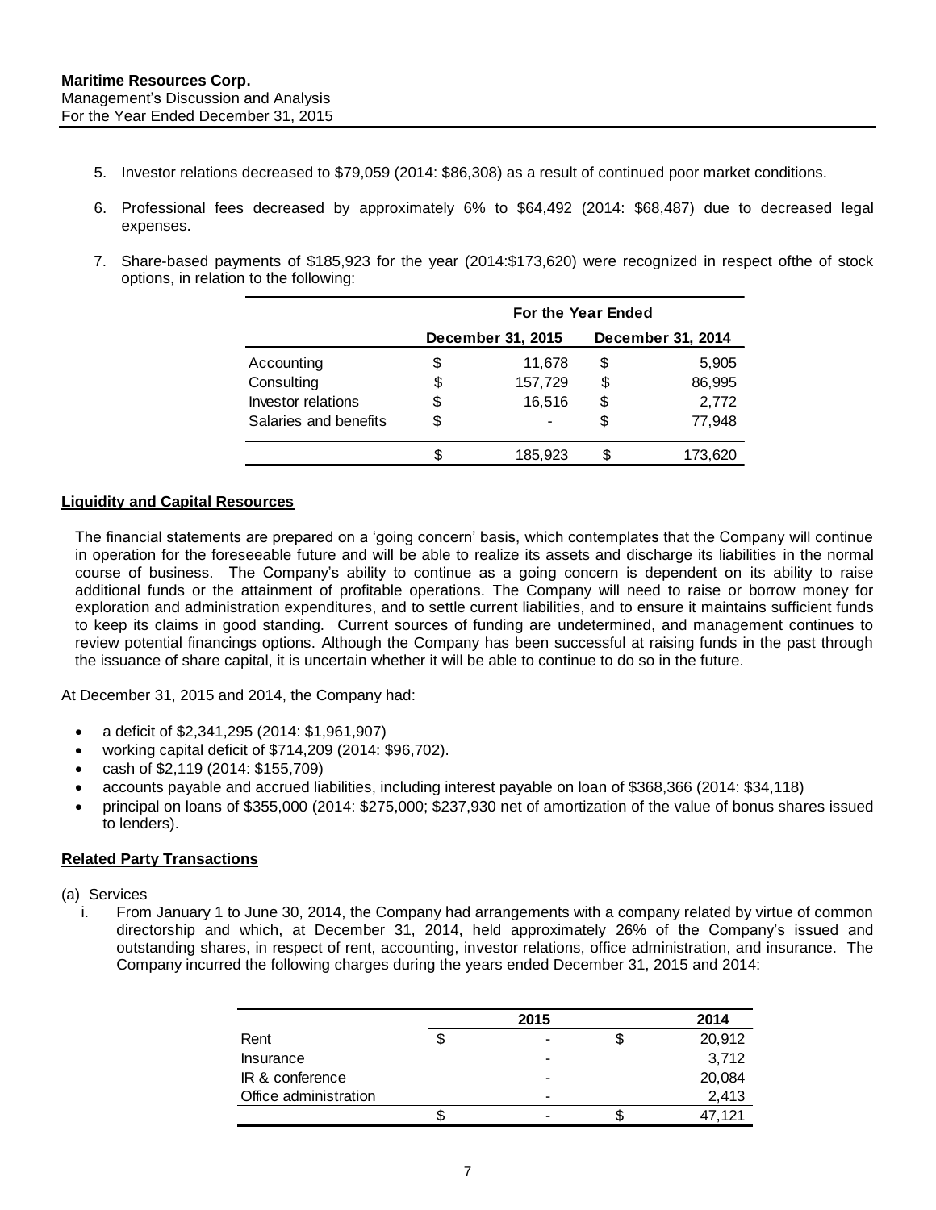5. Investor relations decreased to $79,059 (2014: $86,308) as a result of continued poor market conditions.

6. Professional fees decreased by approximately 6% to $64,492 (2014: $68,487) due to decreased legal expenses.

7. Share-based payments of $185,923 for the year (2014:$173,620) were recognized in respect ofthe of stock options, in relation to the following:

| | For the Year Ended | | | |
|---|---|---|---|---|
| | December 31, 2015 | | December 31, 2014 | |
| Accounting | $ | 11,678 | $ | 5,905 |
| Consulting | $ | 157,729 | $ | 86,995 |
| Investor relations | $ | 16,516 | $ | 2,772 |
| Salaries and benefits | $ | - | $ | 77,948 |
| | $ | 185,923 | $ | 173,620 |

## Liquidity and Capital Resources

The financial statements are prepared on a 'going concern' basis, which contemplates that the Company will continue in operation for the foreseeable future and will be able to realize its assets and discharge its liabilities in the normal course of business. The Company's ability to continue as a going concern is dependent on its ability to raise additional funds or the attainment of profitable operations. The Company will need to raise or borrow money for exploration and administration expenditures, and to settle current liabilities, and to ensure it maintains sufficient funds to keep its claims in good standing. Current sources of funding are undetermined, and management continues to review potential financings options. Although the Company has been successful at raising funds in the past through the issuance of share capital, it is uncertain whether it will be able to continue to do so in the future.

At December 31, 2015 and 2014, the Company had:

- a deficit of $2,341,295 (2014: $1,961,907)
- working capital deficit of $714,209 (2014: $96,702).
- cash of $2,119 (2014: $155,709)
- accounts payable and accrued liabilities, including interest payable on loan of $368,366 (2014: $34,118)
- principal on loans of $355,000 (2014: $275,000; $237,930 net of amortization of the value of bonus shares issued to lenders).

## Related Party Transactions

(a) Services

i. From January 1 to June 30, 2014, the Company had arrangements with a company related by virtue of common directorship and which, at December 31, 2014, held approximately 26% of the Company's issued and outstanding shares, in respect of rent, accounting, investor relations, office administration, and insurance. The Company incurred the following charges during the years ended December 31, 2015 and 2014:

| | 2015 | | 2014 | |
|---|---|---|---|---|
| Rent | $ | - | $ | 20,912 |
| Insurance | | - | | 3,712 |
| IR & conference | | - | | 20,084 |
| Office administration | | - | | 2,413 |
| | $ | - | $ | 47,121 |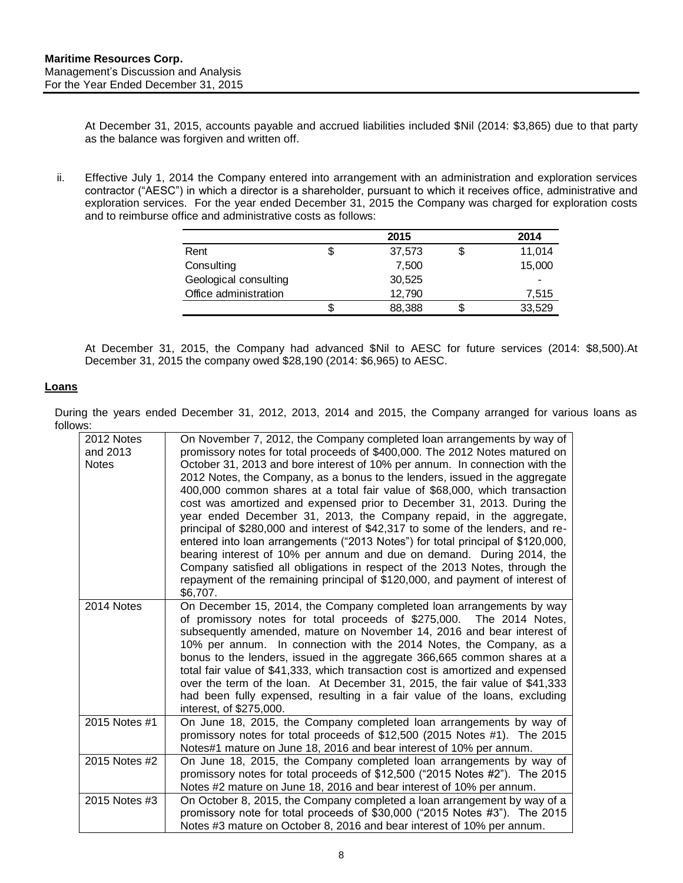At December 31, 2015, accounts payable and accrued liabilities included $Nil (2014: $3,865) due to that party as the balance was forgiven and written off.

ii. Effective July 1, 2014 the Company entered into arrangement with an administration and exploration services contractor ("AESC") in which a director is a shareholder, pursuant to which it receives office, administrative and exploration services. For the year ended December 31, 2015 the Company was charged for exploration costs and to reimburse office and administrative costs as follows:

| | 2015 | 2014 |
|---|---|---|
| Rent | $ 37,573 | $ 11,014 |
| Consulting | 7,500 | 15,000 |
| Geological consulting | 30,525 | - |
| Office administration | 12,790 | 7,515 |
| | $ 88,388 | $ 33,529 |

At December 31, 2015, the Company had advanced $Nil to AESC for future services (2014: $8,500).At December 31, 2015 the company owed $28,190 (2014: $6,965) to AESC.

## Loans

During the years ended December 31, 2012, 2013, 2014 and 2015, the Company arranged for various loans as follows:

| | |
|---|---|
| 2012 Notes and 2013 Notes | On November 7, 2012, the Company completed loan arrangements by way of promissory notes for total proceeds of $400,000. The 2012 Notes matured on October 31, 2013 and bore interest of 10% per annum. In connection with the 2012 Notes, the Company, as a bonus to the lenders, issued in the aggregate 400,000 common shares at a total fair value of $68,000, which transaction cost was amortized and expensed prior to December 31, 2013. During the year ended December 31, 2013, the Company repaid, in the aggregate, principal of $280,000 and interest of $42,317 to some of the lenders, and re-entered into loan arrangements ("2013 Notes") for total principal of $120,000, bearing interest of 10% per annum and due on demand. During 2014, the Company satisfied all obligations in respect of the 2013 Notes, through the repayment of the remaining principal of $120,000, and payment of interest of $6,707. |
| 2014 Notes | On December 15, 2014, the Company completed loan arrangements by way of promissory notes for total proceeds of $275,000. The 2014 Notes, subsequently amended, mature on November 14, 2016 and bear interest of 10% per annum. In connection with the 2014 Notes, the Company, as a bonus to the lenders, issued in the aggregate 366,665 common shares at a total fair value of $41,333, which transaction cost is amortized and expensed over the term of the loan. At December 31, 2015, the fair value of $41,333 had been fully expensed, resulting in a fair value of the loans, excluding interest, of $275,000. |
| 2015 Notes #1 | On June 18, 2015, the Company completed loan arrangements by way of promissory notes for total proceeds of $12,500 (2015 Notes #1). The 2015 Notes#1 mature on June 18, 2016 and bear interest of 10% per annum. |
| 2015 Notes #2 | On June 18, 2015, the Company completed loan arrangements by way of promissory notes for total proceeds of $12,500 ("2015 Notes #2"). The 2015 Notes #2 mature on June 18, 2016 and bear interest of 10% per annum. |
| 2015 Notes #3 | On October 8, 2015, the Company completed a loan arrangement by way of a promissory note for total proceeds of $30,000 ("2015 Notes #3"). The 2015 Notes #3 mature on October 8, 2016 and bear interest of 10% per annum. |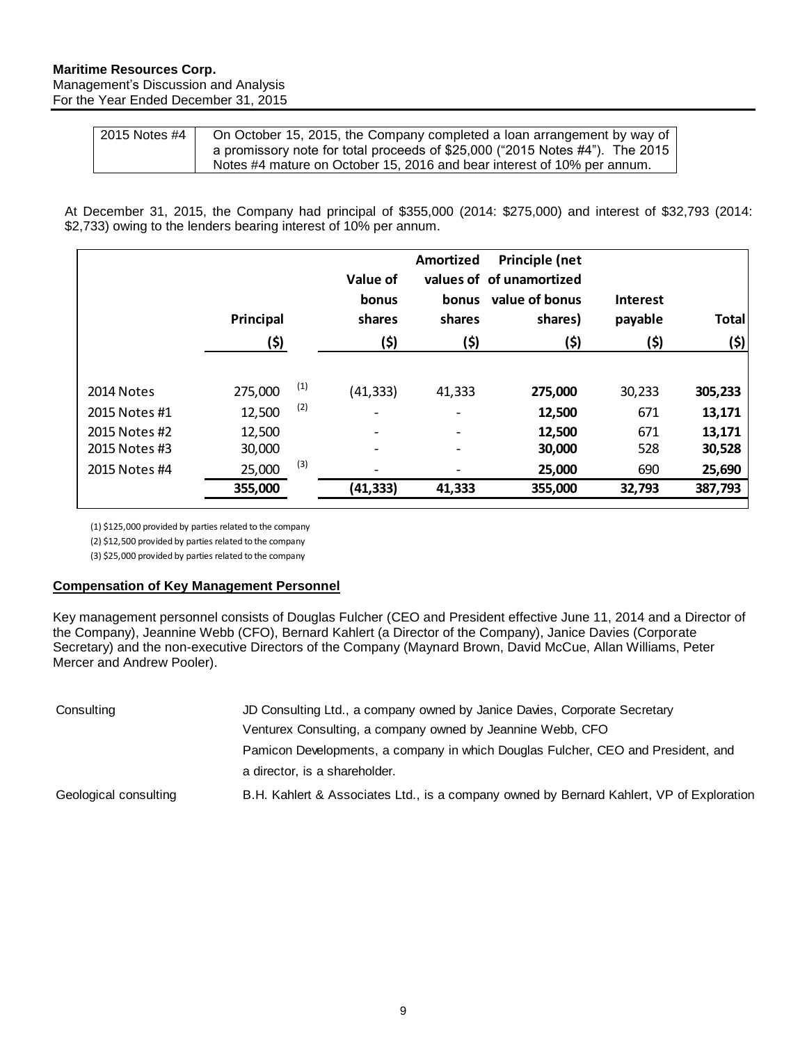| 2015 Notes #4 | On October 15, 2015, the Company completed a loan arrangement by way of a promissory note for total proceeds of $25,000 ("2015 Notes #4"). The 2015 Notes #4 mature on October 15, 2016 and bear interest of 10% per annum. |
|---|---|

At December 31, 2015, the Company had principal of $355,000 (2014: $275,000) and interest of $32,793 (2014: $2,733) owing to the lenders bearing interest of 10% per annum.

| | Principal ($) | | Value of bonus shares ($) | Amortized values of bonus shares ($) | Principle (net of unamortized value of bonus shares) ($) | Interest payable ($) | Total ($) |
|---|---|---|---|---|---|---|---|
| 2014 Notes | 275,000 | (1) | (41,333) | 41,333 | **275,000** | 30,233 | **305,233** |
| 2015 Notes #1 | 12,500 | (2) | - | - | **12,500** | 671 | **13,171** |
| 2015 Notes #2 | 12,500 | | - | - | **12,500** | 671 | **13,171** |
| 2015 Notes #3 | 30,000 | | - | - | **30,000** | 528 | **30,528** |
| 2015 Notes #4 | 25,000 | (3) | - | - | **25,000** | 690 | **25,690** |
| | **355,000** | | **(41,333)** | **41,333** | **355,000** | **32,793** | **387,793** |

(1) $125,000 provided by parties related to the company

(2) $12,500 provided by parties related to the company

(3) $25,000 provided by parties related to the company

## Compensation of Key Management Personnel

Key management personnel consists of Douglas Fulcher (CEO and President effective June 11, 2014 and a Director of the Company), Jeannine Webb (CFO), Bernard Kahlert (a Director of the Company), Janice Davies (Corporate Secretary) and the non-executive Directors of the Company (Maynard Brown, David McCue, Allan Williams, Peter Mercer and Andrew Pooler).

| | |
|---|---|
| Consulting | JD Consulting Ltd., a company owned by Janice Davies, Corporate Secretary |
| | Venturex Consulting, a company owned by Jeannine Webb, CFO |
| | Pamicon Developments, a company in which Douglas Fulcher, CEO and President, and a director, is a shareholder. |
| Geological consulting | B.H. Kahlert & Associates Ltd., is a company owned by Bernard Kahlert, VP of Exploration |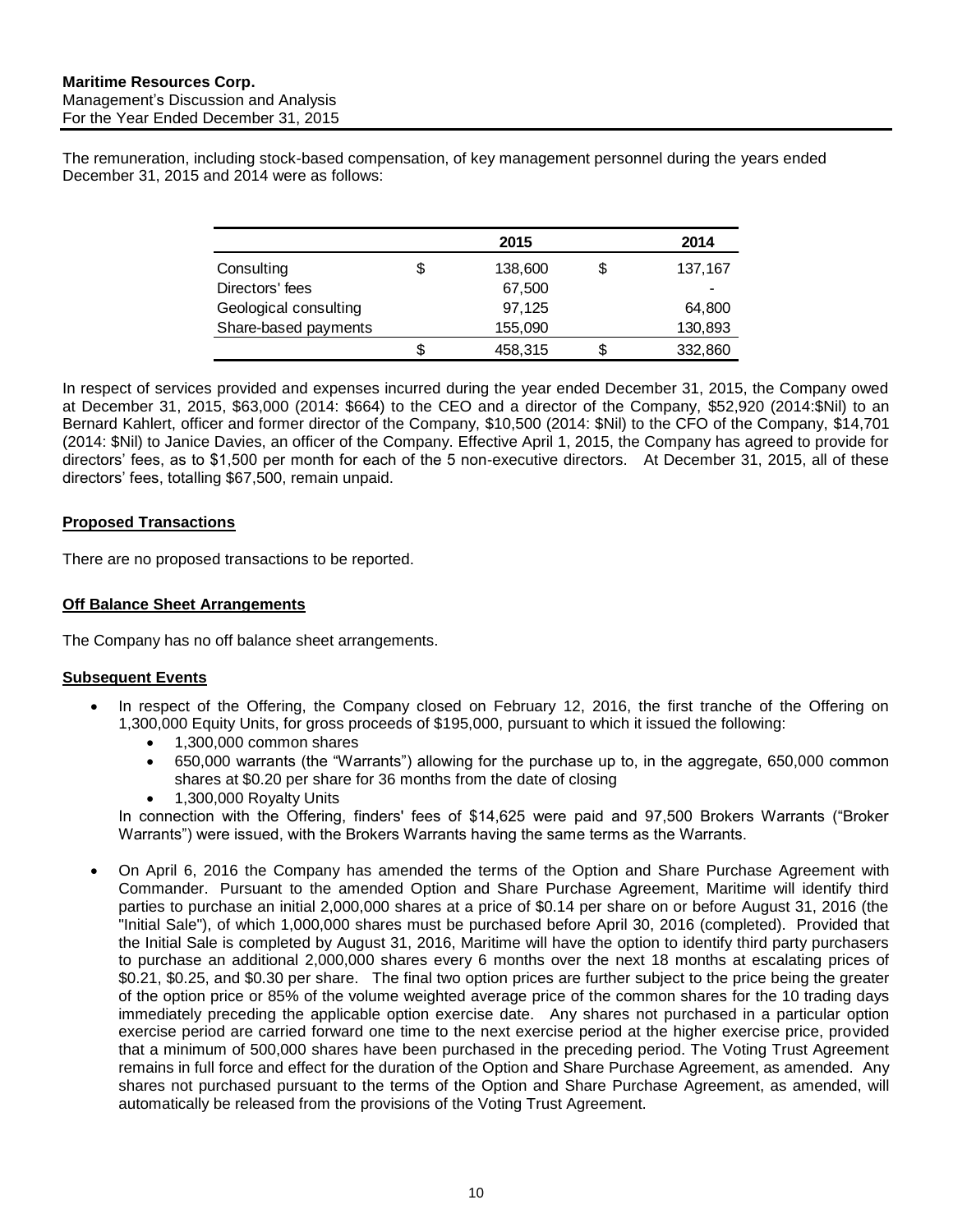The remuneration, including stock-based compensation, of key management personnel during the years ended December 31, 2015 and 2014 were as follows:

| | 2015 | 2014 |
|---|---|---|
| Consulting | $ 138,600 | $ 137,167 |
| Directors' fees | 67,500 | - |
| Geological consulting | 97,125 | 64,800 |
| Share-based payments | 155,090 | 130,893 |
| | $ 458,315 | $ 332,860 |

In respect of services provided and expenses incurred during the year ended December 31, 2015, the Company owed at December 31, 2015, $63,000 (2014: $664) to the CEO and a director of the Company, $52,920 (2014:$Nil) to an Bernard Kahlert, officer and former director of the Company, $10,500 (2014: $Nil) to the CFO of the Company, $14,701 (2014: $Nil) to Janice Davies, an officer of the Company. Effective April 1, 2015, the Company has agreed to provide for directors' fees, as to $1,500 per month for each of the 5 non-executive directors. At December 31, 2015, all of these directors' fees, totalling $67,500, remain unpaid.

## Proposed Transactions

There are no proposed transactions to be reported.

## Off Balance Sheet Arrangements

The Company has no off balance sheet arrangements.

## Subsequent Events

- In respect of the Offering, the Company closed on February 12, 2016, the first tranche of the Offering on 1,300,000 Equity Units, for gross proceeds of $195,000, pursuant to which it issued the following:
  - 1,300,000 common shares
  - 650,000 warrants (the "Warrants") allowing for the purchase up to, in the aggregate, 650,000 common shares at $0.20 per share for 36 months from the date of closing
  - 1,300,000 Royalty Units

  In connection with the Offering, finders' fees of $14,625 were paid and 97,500 Brokers Warrants ("Broker Warrants") were issued, with the Brokers Warrants having the same terms as the Warrants.

- On April 6, 2016 the Company has amended the terms of the Option and Share Purchase Agreement with Commander. Pursuant to the amended Option and Share Purchase Agreement, Maritime will identify third parties to purchase an initial 2,000,000 shares at a price of $0.14 per share on or before August 31, 2016 (the "Initial Sale"), of which 1,000,000 shares must be purchased before April 30, 2016 (completed). Provided that the Initial Sale is completed by August 31, 2016, Maritime will have the option to identify third party purchasers to purchase an additional 2,000,000 shares every 6 months over the next 18 months at escalating prices of $0.21, $0.25, and $0.30 per share. The final two option prices are further subject to the price being the greater of the option price or 85% of the volume weighted average price of the common shares for the 10 trading days immediately preceding the applicable option exercise date. Any shares not purchased in a particular option exercise period are carried forward one time to the next exercise period at the higher exercise price, provided that a minimum of 500,000 shares have been purchased in the preceding period. The Voting Trust Agreement remains in full force and effect for the duration of the Option and Share Purchase Agreement, as amended. Any shares not purchased pursuant to the terms of the Option and Share Purchase Agreement, as amended, will automatically be released from the provisions of the Voting Trust Agreement.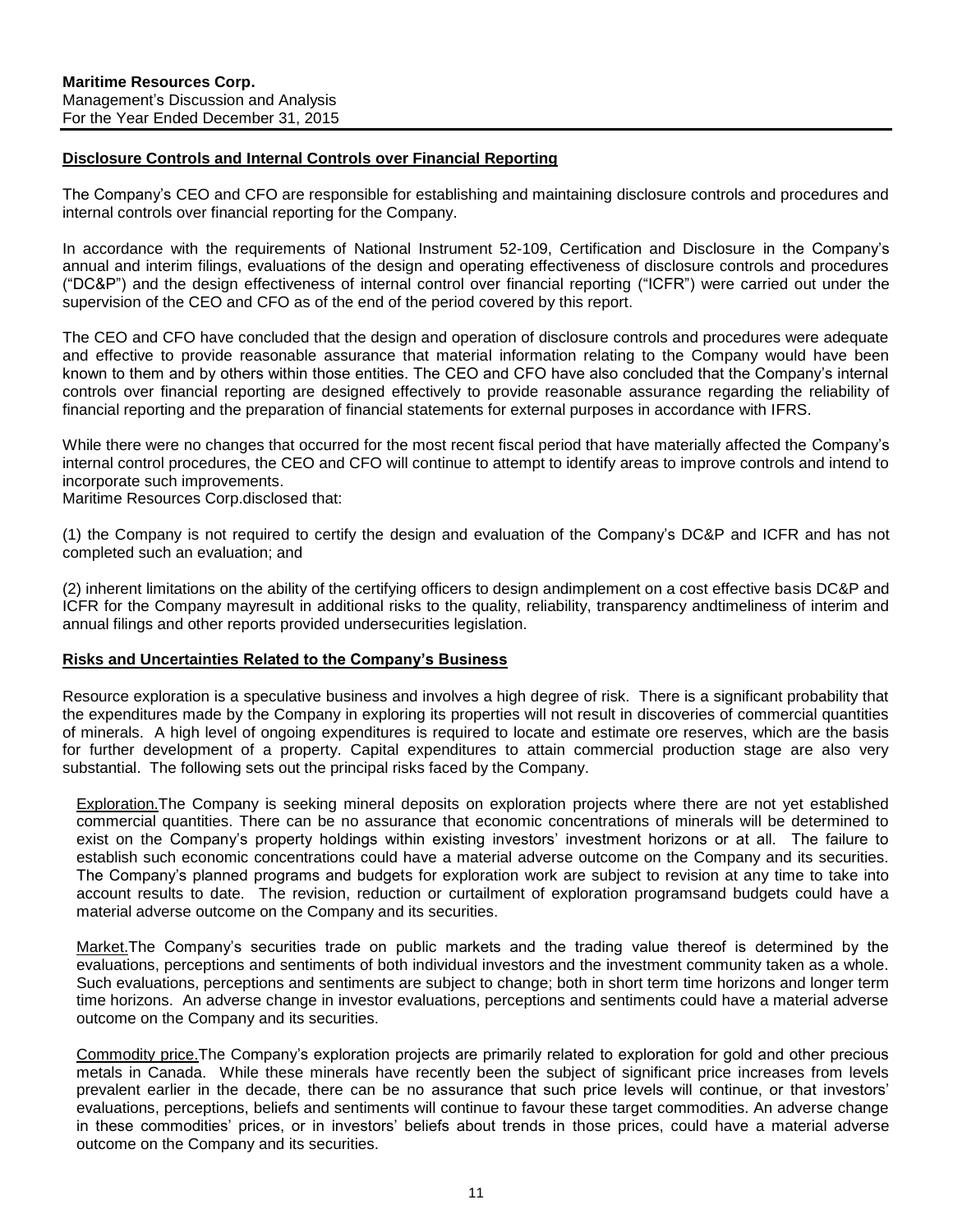## Disclosure Controls and Internal Controls over Financial Reporting

The Company's CEO and CFO are responsible for establishing and maintaining disclosure controls and procedures and internal controls over financial reporting for the Company.

In accordance with the requirements of National Instrument 52-109, Certification and Disclosure in the Company's annual and interim filings, evaluations of the design and operating effectiveness of disclosure controls and procedures ("DC&P") and the design effectiveness of internal control over financial reporting ("ICFR") were carried out under the supervision of the CEO and CFO as of the end of the period covered by this report.

The CEO and CFO have concluded that the design and operation of disclosure controls and procedures were adequate and effective to provide reasonable assurance that material information relating to the Company would have been known to them and by others within those entities. The CEO and CFO have also concluded that the Company's internal controls over financial reporting are designed effectively to provide reasonable assurance regarding the reliability of financial reporting and the preparation of financial statements for external purposes in accordance with IFRS.

While there were no changes that occurred for the most recent fiscal period that have materially affected the Company's internal control procedures, the CEO and CFO will continue to attempt to identify areas to improve controls and intend to incorporate such improvements.
Maritime Resources Corp.disclosed that:

(1) the Company is not required to certify the design and evaluation of the Company's DC&P and ICFR and has not completed such an evaluation; and

(2) inherent limitations on the ability of the certifying officers to design andimplement on a cost effective basis DC&P and ICFR for the Company mayresult in additional risks to the quality, reliability, transparency andtimeliness of interim and annual filings and other reports provided undersecurities legislation.

## Risks and Uncertainties Related to the Company's Business

Resource exploration is a speculative business and involves a high degree of risk. There is a significant probability that the expenditures made by the Company in exploring its properties will not result in discoveries of commercial quantities of minerals. A high level of ongoing expenditures is required to locate and estimate ore reserves, which are the basis for further development of a property. Capital expenditures to attain commercial production stage are also very substantial. The following sets out the principal risks faced by the Company.

Exploration.The Company is seeking mineral deposits on exploration projects where there are not yet established commercial quantities. There can be no assurance that economic concentrations of minerals will be determined to exist on the Company's property holdings within existing investors' investment horizons or at all. The failure to establish such economic concentrations could have a material adverse outcome on the Company and its securities. The Company's planned programs and budgets for exploration work are subject to revision at any time to take into account results to date. The revision, reduction or curtailment of exploration programsand budgets could have a material adverse outcome on the Company and its securities.

Market.The Company's securities trade on public markets and the trading value thereof is determined by the evaluations, perceptions and sentiments of both individual investors and the investment community taken as a whole. Such evaluations, perceptions and sentiments are subject to change; both in short term time horizons and longer term time horizons. An adverse change in investor evaluations, perceptions and sentiments could have a material adverse outcome on the Company and its securities.

Commodity price.The Company's exploration projects are primarily related to exploration for gold and other precious metals in Canada. While these minerals have recently been the subject of significant price increases from levels prevalent earlier in the decade, there can be no assurance that such price levels will continue, or that investors' evaluations, perceptions, beliefs and sentiments will continue to favour these target commodities. An adverse change in these commodities' prices, or in investors' beliefs about trends in those prices, could have a material adverse outcome on the Company and its securities.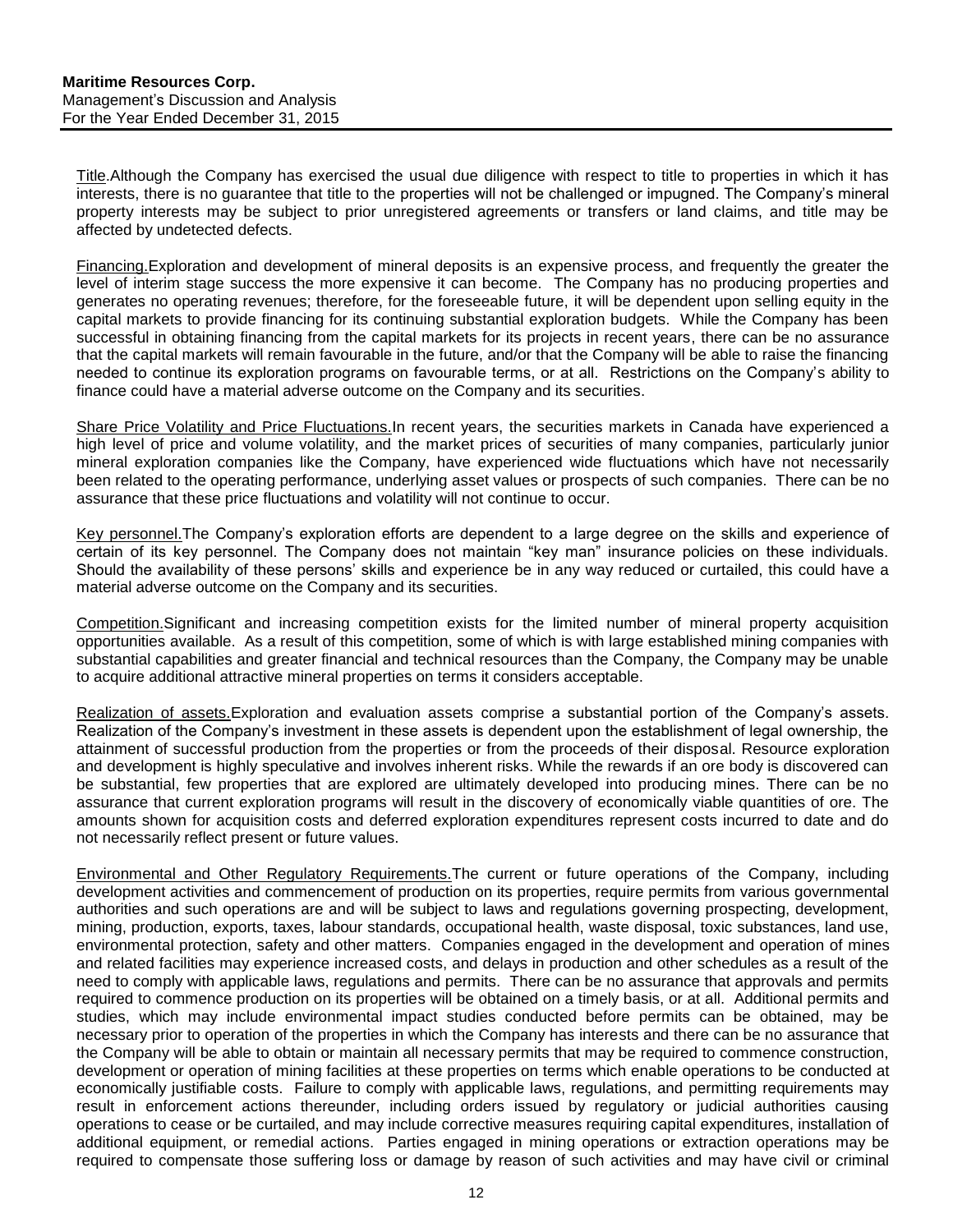Title. Although the Company has exercised the usual due diligence with respect to title to properties in which it has interests, there is no guarantee that title to the properties will not be challenged or impugned. The Company's mineral property interests may be subject to prior unregistered agreements or transfers or land claims, and title may be affected by undetected defects.

Financing. Exploration and development of mineral deposits is an expensive process, and frequently the greater the level of interim stage success the more expensive it can become. The Company has no producing properties and generates no operating revenues; therefore, for the foreseeable future, it will be dependent upon selling equity in the capital markets to provide financing for its continuing substantial exploration budgets. While the Company has been successful in obtaining financing from the capital markets for its projects in recent years, there can be no assurance that the capital markets will remain favourable in the future, and/or that the Company will be able to raise the financing needed to continue its exploration programs on favourable terms, or at all. Restrictions on the Company's ability to finance could have a material adverse outcome on the Company and its securities.

Share Price Volatility and Price Fluctuations. In recent years, the securities markets in Canada have experienced a high level of price and volume volatility, and the market prices of securities of many companies, particularly junior mineral exploration companies like the Company, have experienced wide fluctuations which have not necessarily been related to the operating performance, underlying asset values or prospects of such companies. There can be no assurance that these price fluctuations and volatility will not continue to occur.

Key personnel. The Company's exploration efforts are dependent to a large degree on the skills and experience of certain of its key personnel. The Company does not maintain "key man" insurance policies on these individuals. Should the availability of these persons' skills and experience be in any way reduced or curtailed, this could have a material adverse outcome on the Company and its securities.

Competition. Significant and increasing competition exists for the limited number of mineral property acquisition opportunities available. As a result of this competition, some of which is with large established mining companies with substantial capabilities and greater financial and technical resources than the Company, the Company may be unable to acquire additional attractive mineral properties on terms it considers acceptable.

Realization of assets. Exploration and evaluation assets comprise a substantial portion of the Company's assets. Realization of the Company's investment in these assets is dependent upon the establishment of legal ownership, the attainment of successful production from the properties or from the proceeds of their disposal. Resource exploration and development is highly speculative and involves inherent risks. While the rewards if an ore body is discovered can be substantial, few properties that are explored are ultimately developed into producing mines. There can be no assurance that current exploration programs will result in the discovery of economically viable quantities of ore. The amounts shown for acquisition costs and deferred exploration expenditures represent costs incurred to date and do not necessarily reflect present or future values.

Environmental and Other Regulatory Requirements. The current or future operations of the Company, including development activities and commencement of production on its properties, require permits from various governmental authorities and such operations are and will be subject to laws and regulations governing prospecting, development, mining, production, exports, taxes, labour standards, occupational health, waste disposal, toxic substances, land use, environmental protection, safety and other matters. Companies engaged in the development and operation of mines and related facilities may experience increased costs, and delays in production and other schedules as a result of the need to comply with applicable laws, regulations and permits. There can be no assurance that approvals and permits required to commence production on its properties will be obtained on a timely basis, or at all. Additional permits and studies, which may include environmental impact studies conducted before permits can be obtained, may be necessary prior to operation of the properties in which the Company has interests and there can be no assurance that the Company will be able to obtain or maintain all necessary permits that may be required to commence construction, development or operation of mining facilities at these properties on terms which enable operations to be conducted at economically justifiable costs. Failure to comply with applicable laws, regulations, and permitting requirements may result in enforcement actions thereunder, including orders issued by regulatory or judicial authorities causing operations to cease or be curtailed, and may include corrective measures requiring capital expenditures, installation of additional equipment, or remedial actions. Parties engaged in mining operations or extraction operations may be required to compensate those suffering loss or damage by reason of such activities and may have civil or criminal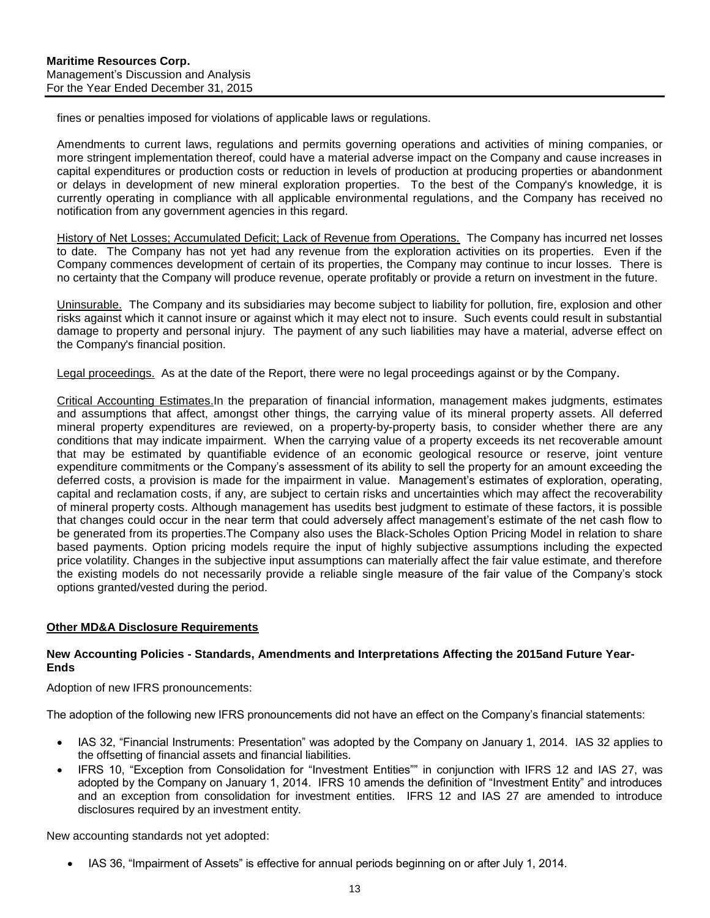fines or penalties imposed for violations of applicable laws or regulations.

Amendments to current laws, regulations and permits governing operations and activities of mining companies, or more stringent implementation thereof, could have a material adverse impact on the Company and cause increases in capital expenditures or production costs or reduction in levels of production at producing properties or abandonment or delays in development of new mineral exploration properties. To the best of the Company's knowledge, it is currently operating in compliance with all applicable environmental regulations, and the Company has received no notification from any government agencies in this regard.

History of Net Losses; Accumulated Deficit; Lack of Revenue from Operations. The Company has incurred net losses to date. The Company has not yet had any revenue from the exploration activities on its properties. Even if the Company commences development of certain of its properties, the Company may continue to incur losses. There is no certainty that the Company will produce revenue, operate profitably or provide a return on investment in the future.

Uninsurable. The Company and its subsidiaries may become subject to liability for pollution, fire, explosion and other risks against which it cannot insure or against which it may elect not to insure. Such events could result in substantial damage to property and personal injury. The payment of any such liabilities may have a material, adverse effect on the Company's financial position.

Legal proceedings. As at the date of the Report, there were no legal proceedings against or by the Company.

Critical Accounting Estimates.In the preparation of financial information, management makes judgments, estimates and assumptions that affect, amongst other things, the carrying value of its mineral property assets. All deferred mineral property expenditures are reviewed, on a property-by-property basis, to consider whether there are any conditions that may indicate impairment. When the carrying value of a property exceeds its net recoverable amount that may be estimated by quantifiable evidence of an economic geological resource or reserve, joint venture expenditure commitments or the Company's assessment of its ability to sell the property for an amount exceeding the deferred costs, a provision is made for the impairment in value. Management's estimates of exploration, operating, capital and reclamation costs, if any, are subject to certain risks and uncertainties which may affect the recoverability of mineral property costs. Although management has usedits best judgment to estimate of these factors, it is possible that changes could occur in the near term that could adversely affect management's estimate of the net cash flow to be generated from its properties.The Company also uses the Black-Scholes Option Pricing Model in relation to share based payments. Option pricing models require the input of highly subjective assumptions including the expected price volatility. Changes in the subjective input assumptions can materially affect the fair value estimate, and therefore the existing models do not necessarily provide a reliable single measure of the fair value of the Company's stock options granted/vested during the period.

## Other MD&A Disclosure Requirements

### New Accounting Policies - Standards, Amendments and Interpretations Affecting the 2015and Future Year-Ends

Adoption of new IFRS pronouncements:

The adoption of the following new IFRS pronouncements did not have an effect on the Company's financial statements:

- IAS 32, "Financial Instruments: Presentation" was adopted by the Company on January 1, 2014. IAS 32 applies to the offsetting of financial assets and financial liabilities.
- IFRS 10, "Exception from Consolidation for "Investment Entities"" in conjunction with IFRS 12 and IAS 27, was adopted by the Company on January 1, 2014. IFRS 10 amends the definition of "Investment Entity" and introduces and an exception from consolidation for investment entities. IFRS 12 and IAS 27 are amended to introduce disclosures required by an investment entity.

New accounting standards not yet adopted:

- IAS 36, "Impairment of Assets" is effective for annual periods beginning on or after July 1, 2014.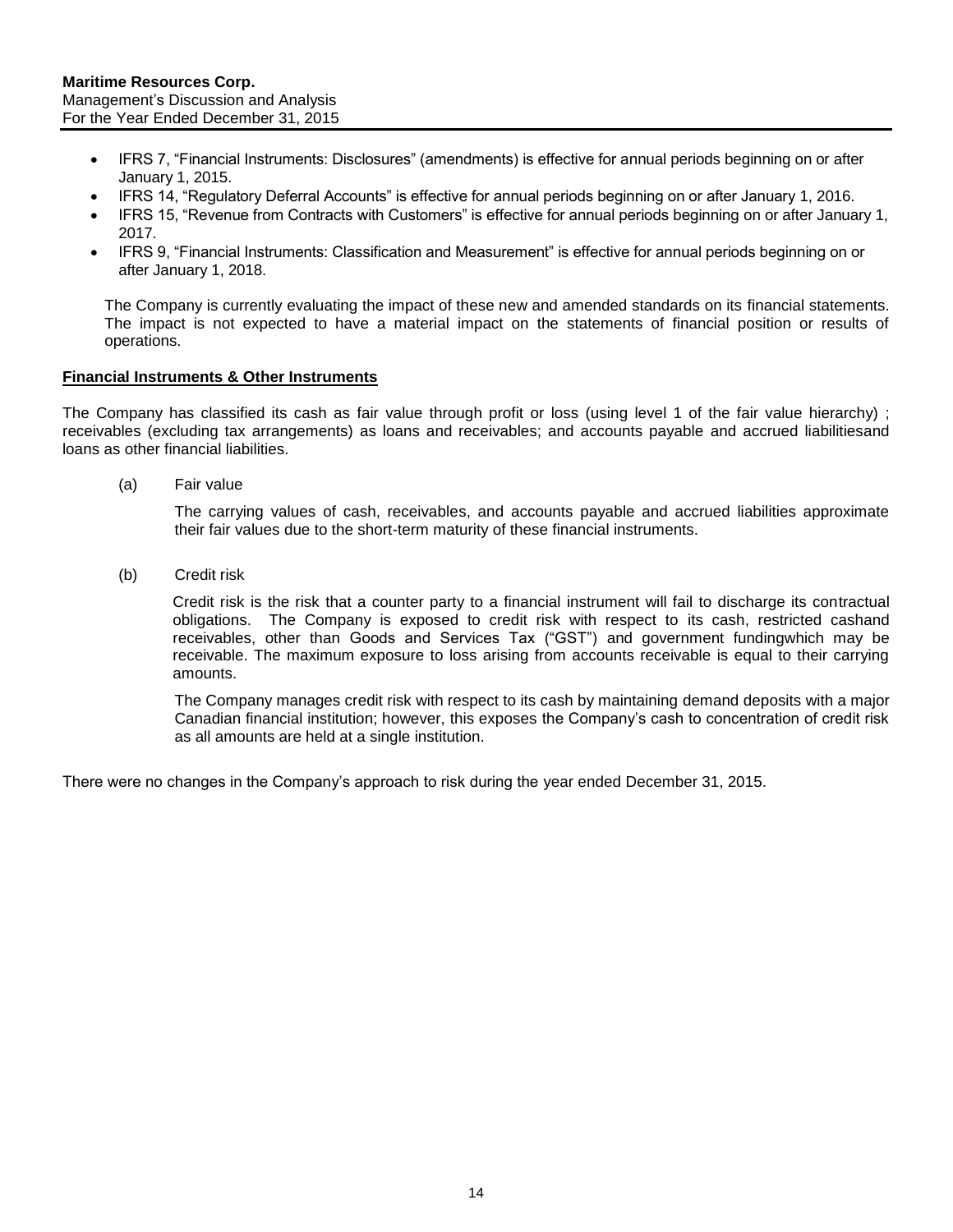- IFRS 7, "Financial Instruments: Disclosures" (amendments) is effective for annual periods beginning on or after January 1, 2015.
- IFRS 14, "Regulatory Deferral Accounts" is effective for annual periods beginning on or after January 1, 2016.
- IFRS 15, "Revenue from Contracts with Customers" is effective for annual periods beginning on or after January 1, 2017.
- IFRS 9, "Financial Instruments: Classification and Measurement" is effective for annual periods beginning on or after January 1, 2018.

The Company is currently evaluating the impact of these new and amended standards on its financial statements. The impact is not expected to have a material impact on the statements of financial position or results of operations.

## Financial Instruments & Other Instruments

The Company has classified its cash as fair value through profit or loss (using level 1 of the fair value hierarchy) ; receivables (excluding tax arrangements) as loans and receivables; and accounts payable and accrued liabilitiesand loans as other financial liabilities.

(a) Fair value

The carrying values of cash, receivables, and accounts payable and accrued liabilities approximate their fair values due to the short-term maturity of these financial instruments.

(b) Credit risk

Credit risk is the risk that a counter party to a financial instrument will fail to discharge its contractual obligations. The Company is exposed to credit risk with respect to its cash, restricted cashand receivables, other than Goods and Services Tax ("GST") and government fundingwhich may be receivable. The maximum exposure to loss arising from accounts receivable is equal to their carrying amounts.

The Company manages credit risk with respect to its cash by maintaining demand deposits with a major Canadian financial institution; however, this exposes the Company's cash to concentration of credit risk as all amounts are held at a single institution.

There were no changes in the Company's approach to risk during the year ended December 31, 2015.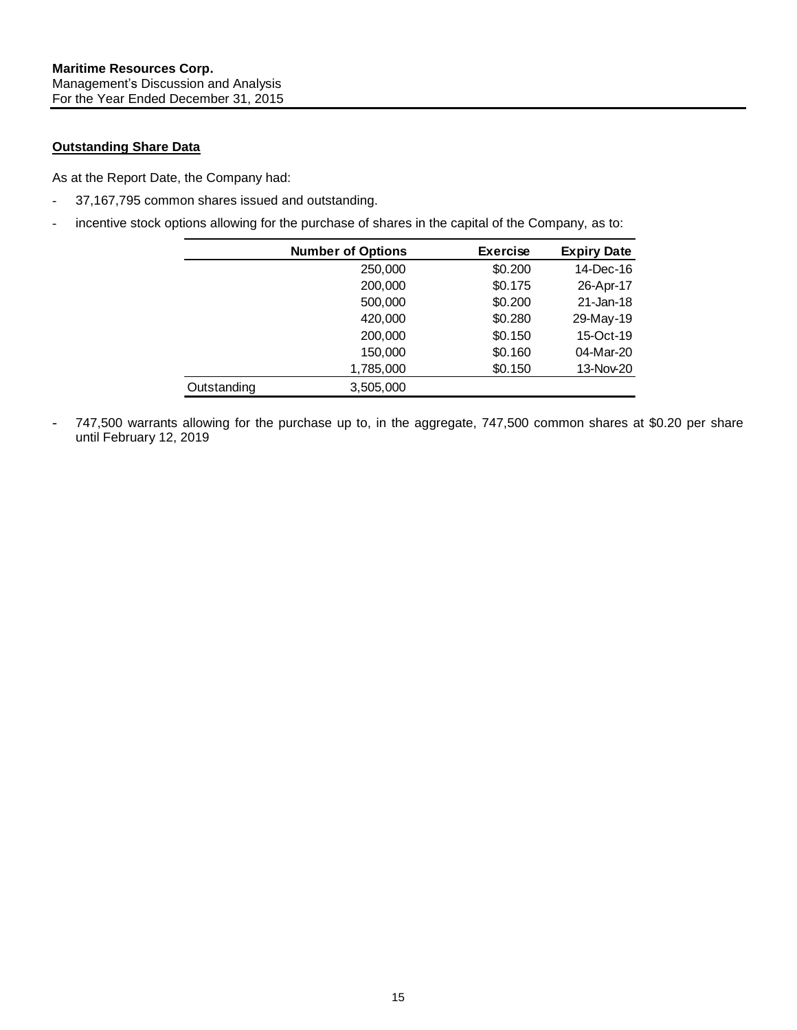## Outstanding Share Data

As at the Report Date, the Company had:

- 37,167,795 common shares issued and outstanding.
- incentive stock options allowing for the purchase of shares in the capital of the Company, as to:

| | Number of Options | Exercise | Expiry Date |
|---|---|---|---|
| | 250,000 | $0.200 | 14-Dec-16 |
| | 200,000 | $0.175 | 26-Apr-17 |
| | 500,000 | $0.200 | 21-Jan-18 |
| | 420,000 | $0.280 | 29-May-19 |
| | 200,000 | $0.150 | 15-Oct-19 |
| | 150,000 | $0.160 | 04-Mar-20 |
| | 1,785,000 | $0.150 | 13-Nov-20 |
| Outstanding | 3,505,000 | | |

- 747,500 warrants allowing for the purchase up to, in the aggregate, 747,500 common shares at $0.20 per share until February 12, 2019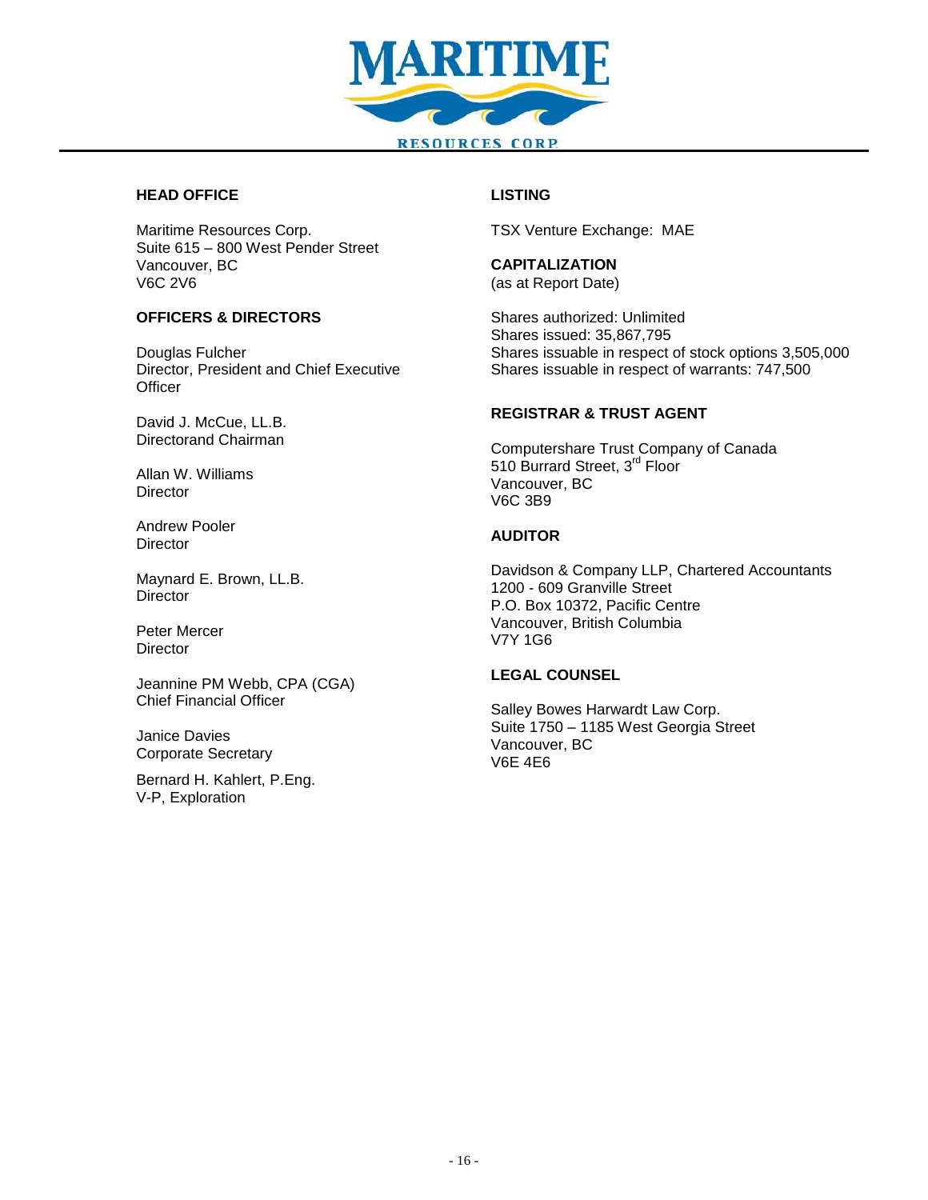# MARITIME

RESOURCES CORP.

## HEAD OFFICE

Maritime Resources Corp.
Suite 615 – 800 West Pender Street
Vancouver, BC
V6C 2V6

## OFFICERS & DIRECTORS

Douglas Fulcher
Director, President and Chief Executive Officer

David J. McCue, LL.B.
Directorand Chairman

Allan W. Williams
Director

Andrew Pooler
Director

Maynard E. Brown, LL.B.
Director

Peter Mercer
Director

Jeannine PM Webb, CPA (CGA)
Chief Financial Officer

Janice Davies
Corporate Secretary

Bernard H. Kahlert, P.Eng.
V-P, Exploration

## LISTING

TSX Venture Exchange: MAE

## CAPITALIZATION

(as at Report Date)

Shares authorized: Unlimited
Shares issued: 35,867,795
Shares issuable in respect of stock options 3,505,000
Shares issuable in respect of warrants: 747,500

## REGISTRAR & TRUST AGENT

Computershare Trust Company of Canada
510 Burrard Street, 3rd Floor
Vancouver, BC
V6C 3B9

## AUDITOR

Davidson & Company LLP, Chartered Accountants
1200 - 609 Granville Street
P.O. Box 10372, Pacific Centre
Vancouver, British Columbia
V7Y 1G6

## LEGAL COUNSEL

Salley Bowes Harwardt Law Corp.
Suite 1750 – 1185 West Georgia Street
Vancouver, BC
V6E 4E6